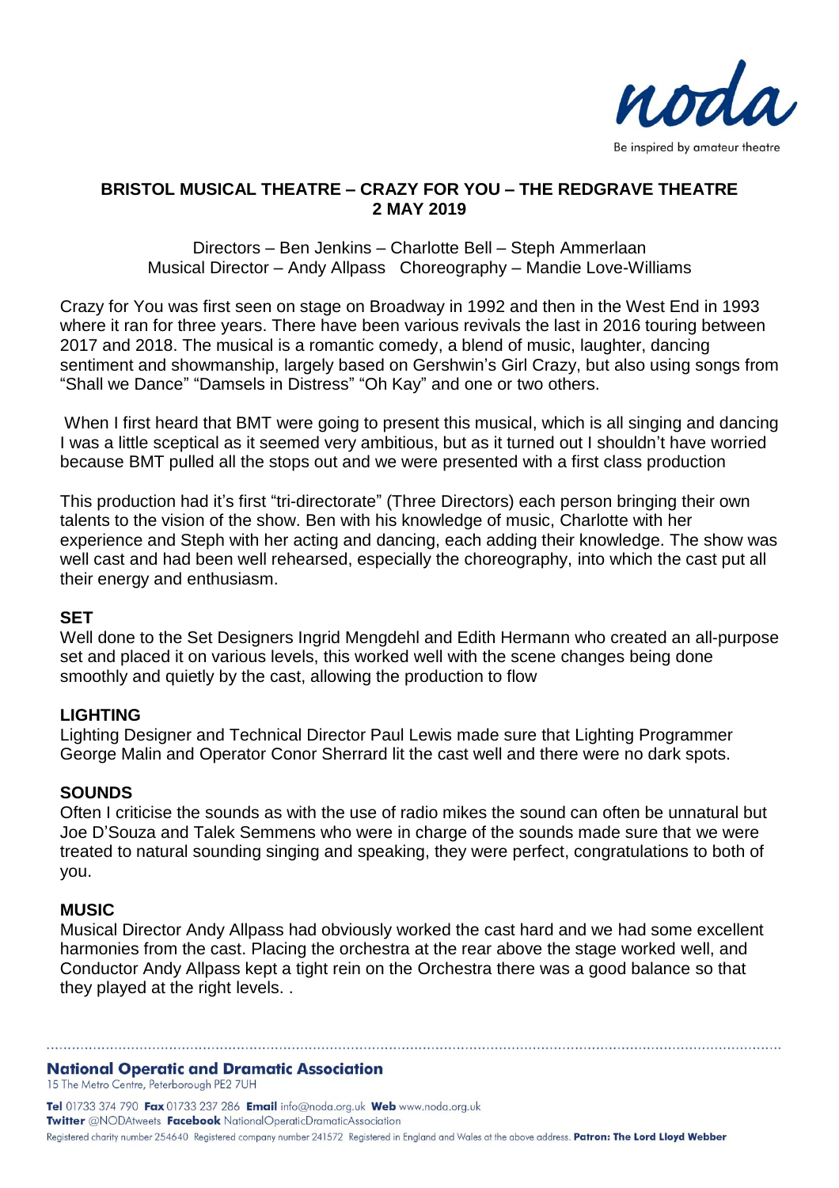## BRISTOL MUSICAL THEATRE – CRAZY FOR YOU – THE REDGRAVE THEATRE 2 MAY 2019

Directors – Ben Jenkins – Charlotte Bell – Steph Ammerlaan
Musical Director – Andy Allpass   Choreography – Mandie Love-Williams

Crazy for You was first seen on stage on Broadway in 1992 and then in the West End in 1993 where it ran for three years. There have been various revivals the last in 2016 touring between 2017 and 2018. The musical is a romantic comedy, a blend of music, laughter, dancing sentiment and showmanship, largely based on Gershwin's Girl Crazy, but also using songs from "Shall we Dance" "Damsels in Distress" "Oh Kay" and one or two others.

When I first heard that BMT were going to present this musical, which is all singing and dancing I was a little sceptical as it seemed very ambitious, but as it turned out I shouldn't have worried because BMT pulled all the stops out and we were presented with a first class production

This production had it's first "tri-directorate" (Three Directors) each person bringing their own talents to the vision of the show. Ben with his knowledge of music, Charlotte with her experience and Steph with her acting and dancing, each adding their knowledge. The show was well cast and had been well rehearsed, especially the choreography, into which the cast put all their energy and enthusiasm.

**SET**
Well done to the Set Designers Ingrid Mengdehl and Edith Hermann who created an all-purpose set and placed it on various levels, this worked well with the scene changes being done smoothly and quietly by the cast, allowing the production to flow

**LIGHTING**
Lighting Designer and Technical Director Paul Lewis made sure that Lighting Programmer George Malin and Operator Conor Sherrard lit the cast well and there were no dark spots.

**SOUNDS**
Often I criticise the sounds as with the use of radio mikes the sound can often be unnatural but Joe D'Souza and Talek Semmens who were in charge of the sounds made sure that we were treated to natural sounding singing and speaking, they were perfect, congratulations to both of you.

**MUSIC**
Musical Director Andy Allpass had obviously worked the cast hard and we had some excellent harmonies from the cast. Placing the orchestra at the rear above the stage worked well, and Conductor Andy Allpass kept a tight rein on the Orchestra there was a good balance so that they played at the right levels. .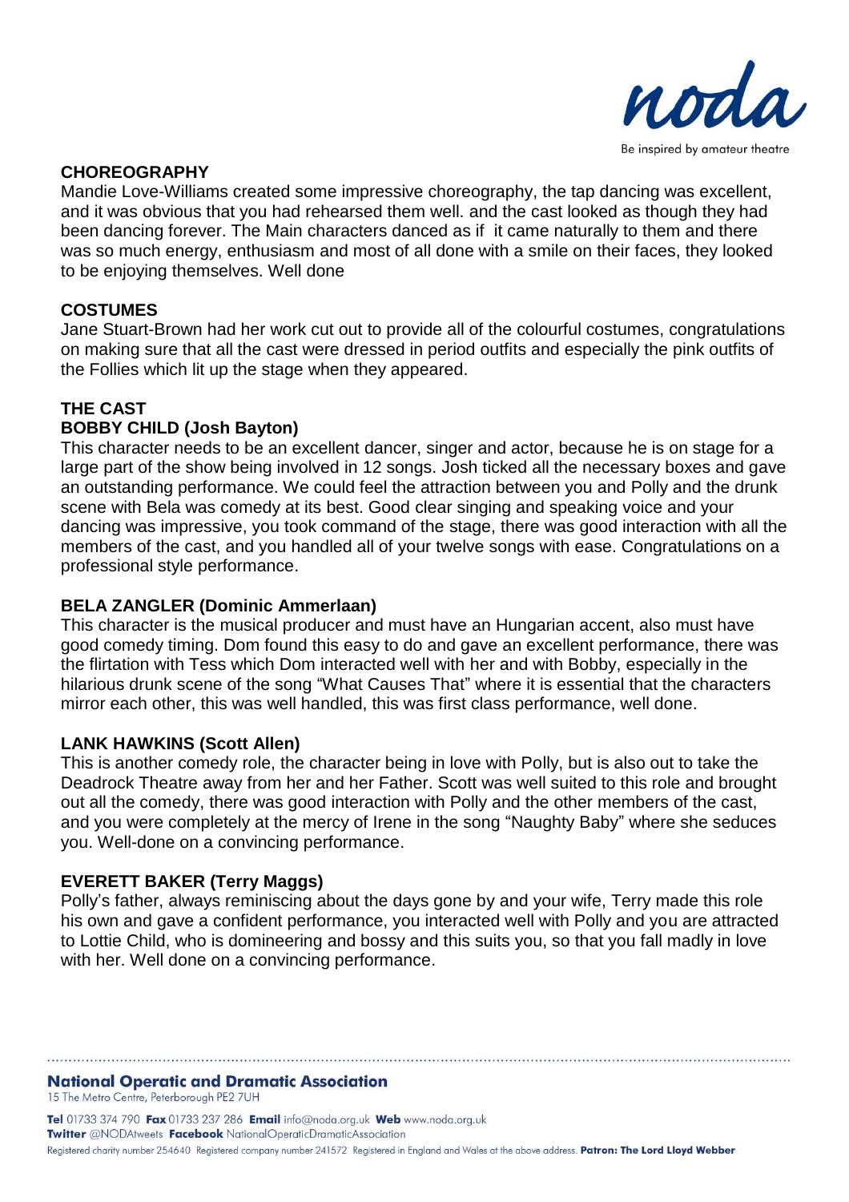## CHOREOGRAPHY

Mandie Love-Williams created some impressive choreography, the tap dancing was excellent, and it was obvious that you had rehearsed them well. and the cast looked as though they had been dancing forever. The Main characters danced as if it came naturally to them and there was so much energy, enthusiasm and most of all done with a smile on their faces, they looked to be enjoying themselves. Well done

## COSTUMES

Jane Stuart-Brown had her work cut out to provide all of the colourful costumes, congratulations on making sure that all the cast were dressed in period outfits and especially the pink outfits of the Follies which lit up the stage when they appeared.

## THE CAST

### BOBBY CHILD (Josh Bayton)

This character needs to be an excellent dancer, singer and actor, because he is on stage for a large part of the show being involved in 12 songs. Josh ticked all the necessary boxes and gave an outstanding performance. We could feel the attraction between you and Polly and the drunk scene with Bela was comedy at its best. Good clear singing and speaking voice and your dancing was impressive, you took command of the stage, there was good interaction with all the members of the cast, and you handled all of your twelve songs with ease. Congratulations on a professional style performance.

### BELA ZANGLER (Dominic Ammerlaan)

This character is the musical producer and must have an Hungarian accent, also must have good comedy timing. Dom found this easy to do and gave an excellent performance, there was the flirtation with Tess which Dom interacted well with her and with Bobby, especially in the hilarious drunk scene of the song "What Causes That" where it is essential that the characters mirror each other, this was well handled, this was first class performance, well done.

### LANK HAWKINS (Scott Allen)

This is another comedy role, the character being in love with Polly, but is also out to take the Deadrock Theatre away from her and her Father. Scott was well suited to this role and brought out all the comedy, there was good interaction with Polly and the other members of the cast, and you were completely at the mercy of Irene in the song "Naughty Baby" where she seduces you. Well-done on a convincing performance.

### EVERETT BAKER (Terry Maggs)

Polly's father, always reminiscing about the days gone by and your wife, Terry made this role his own and gave a confident performance, you interacted well with Polly and you are attracted to Lottie Child, who is domineering and bossy and this suits you, so that you fall madly in love with her. Well done on a convincing performance.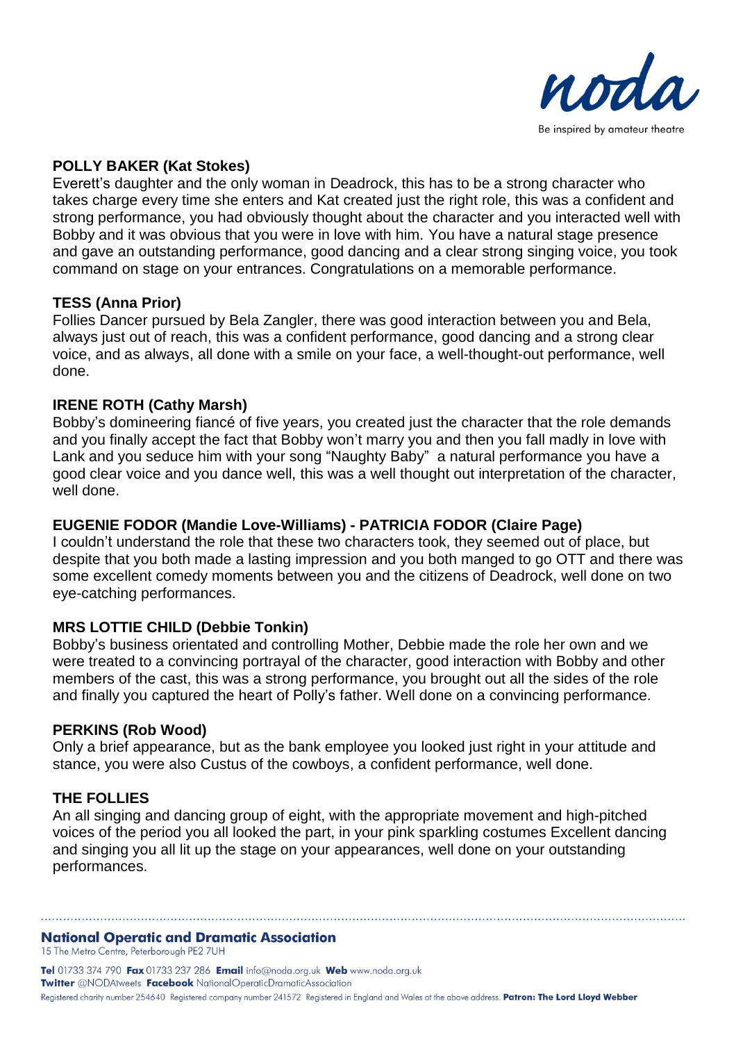**POLLY BAKER (Kat Stokes)**
Everett's daughter and the only woman in Deadrock, this has to be a strong character who takes charge every time she enters and Kat created just the right role, this was a confident and strong performance, you had obviously thought about the character and you interacted well with Bobby and it was obvious that you were in love with him. You have a natural stage presence and gave an outstanding performance, good dancing and a clear strong singing voice, you took command on stage on your entrances. Congratulations on a memorable performance.

**TESS (Anna Prior)**
Follies Dancer pursued by Bela Zangler, there was good interaction between you and Bela, always just out of reach, this was a confident performance, good dancing and a strong clear voice, and as always, all done with a smile on your face, a well-thought-out performance, well done.

**IRENE ROTH (Cathy Marsh)**
Bobby's domineering fiancé of five years, you created just the character that the role demands and you finally accept the fact that Bobby won't marry you and then you fall madly in love with Lank and you seduce him with your song "Naughty Baby" a natural performance you have a good clear voice and you dance well, this was a well thought out interpretation of the character, well done.

**EUGENIE FODOR (Mandie Love-Williams) - PATRICIA FODOR (Claire Page)**
I couldn't understand the role that these two characters took, they seemed out of place, but despite that you both made a lasting impression and you both manged to go OTT and there was some excellent comedy moments between you and the citizens of Deadrock, well done on two eye-catching performances.

**MRS LOTTIE CHILD (Debbie Tonkin)**
Bobby's business orientated and controlling Mother, Debbie made the role her own and we were treated to a convincing portrayal of the character, good interaction with Bobby and other members of the cast, this was a strong performance, you brought out all the sides of the role and finally you captured the heart of Polly's father. Well done on a convincing performance.

**PERKINS (Rob Wood)**
Only a brief appearance, but as the bank employee you looked just right in your attitude and stance, you were also Custus of the cowboys, a confident performance, well done.

**THE FOLLIES**
An all singing and dancing group of eight, with the appropriate movement and high-pitched voices of the period you all looked the part, in your pink sparkling costumes Excellent dancing and singing you all lit up the stage on your appearances, well done on your outstanding performances.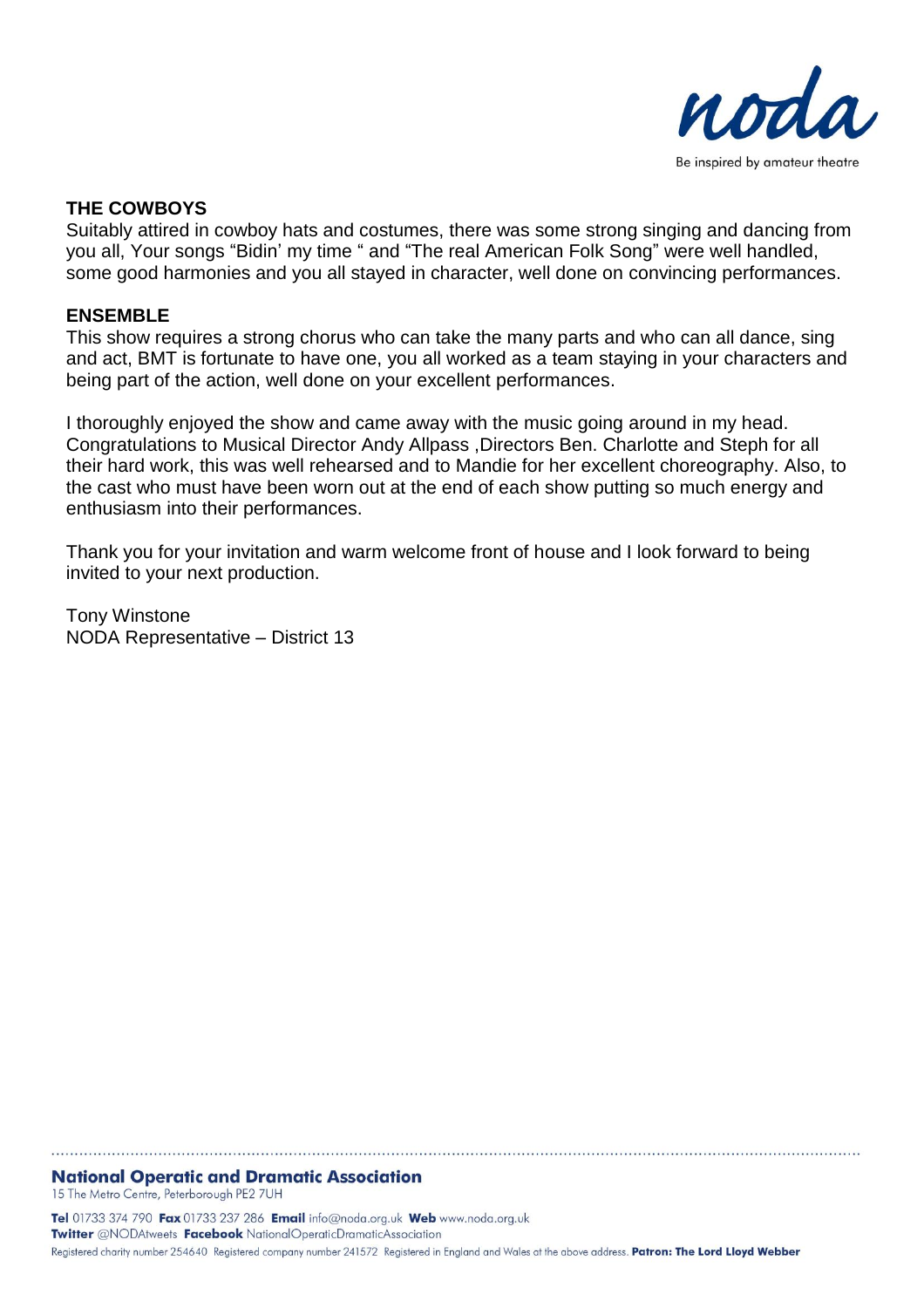**THE COWBOYS**

Suitably attired in cowboy hats and costumes, there was some strong singing and dancing from you all, Your songs "Bidin' my time " and "The real American Folk Song" were well handled, some good harmonies and you all stayed in character, well done on convincing performances.

**ENSEMBLE**

This show requires a strong chorus who can take the many parts and who can all dance, sing and act, BMT is fortunate to have one, you all worked as a team staying in your characters and being part of the action, well done on your excellent performances.

I thoroughly enjoyed the show and came away with the music going around in my head. Congratulations to Musical Director Andy Allpass ,Directors Ben. Charlotte and Steph for all their hard work, this was well rehearsed and to Mandie for her excellent choreography. Also, to the cast who must have been worn out at the end of each show putting so much energy and enthusiasm into their performances.

Thank you for your invitation and warm welcome front of house and I look forward to being invited to your next production.

Tony Winstone
NODA Representative – District 13